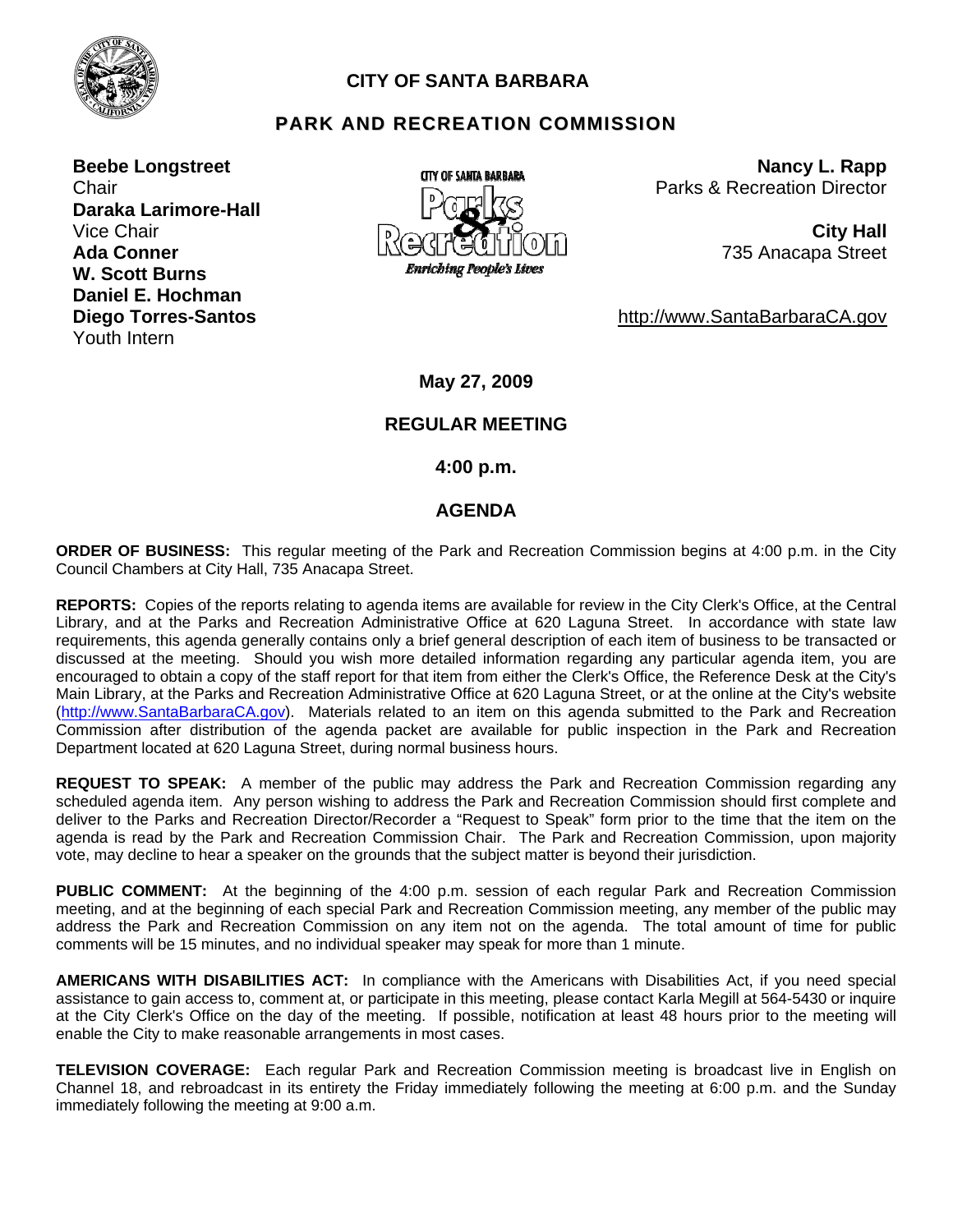# CITY OF SANTA BARBARA

## PARK AND RECREATION COMMISSION

**Beebe Longstreet**
Chair
**Daraka Larimore-Hall**
Vice Chair
**Ada Conner**
**W. Scott Burns**
**Daniel E. Hochman**
**Diego Torres-Santos**
Youth Intern

**Nancy L. Rapp**
Parks & Recreation Director

**City Hall**
735 Anacapa Street

http://www.SantaBarbaraCA.gov

**May 27, 2009**

**REGULAR MEETING**

**4:00 p.m.**

**AGENDA**

**ORDER OF BUSINESS:** This regular meeting of the Park and Recreation Commission begins at 4:00 p.m. in the City Council Chambers at City Hall, 735 Anacapa Street.

**REPORTS:** Copies of the reports relating to agenda items are available for review in the City Clerk's Office, at the Central Library, and at the Parks and Recreation Administrative Office at 620 Laguna Street. In accordance with state law requirements, this agenda generally contains only a brief general description of each item of business to be transacted or discussed at the meeting. Should you wish more detailed information regarding any particular agenda item, you are encouraged to obtain a copy of the staff report for that item from either the Clerk's Office, the Reference Desk at the City's Main Library, at the Parks and Recreation Administrative Office at 620 Laguna Street, or at the online at the City's website (http://www.SantaBarbaraCA.gov). Materials related to an item on this agenda submitted to the Park and Recreation Commission after distribution of the agenda packet are available for public inspection in the Park and Recreation Department located at 620 Laguna Street, during normal business hours.

**REQUEST TO SPEAK:** A member of the public may address the Park and Recreation Commission regarding any scheduled agenda item. Any person wishing to address the Park and Recreation Commission should first complete and deliver to the Parks and Recreation Director/Recorder a "Request to Speak" form prior to the time that the item on the agenda is read by the Park and Recreation Commission Chair. The Park and Recreation Commission, upon majority vote, may decline to hear a speaker on the grounds that the subject matter is beyond their jurisdiction.

**PUBLIC COMMENT:** At the beginning of the 4:00 p.m. session of each regular Park and Recreation Commission meeting, and at the beginning of each special Park and Recreation Commission meeting, any member of the public may address the Park and Recreation Commission on any item not on the agenda. The total amount of time for public comments will be 15 minutes, and no individual speaker may speak for more than 1 minute.

**AMERICANS WITH DISABILITIES ACT:** In compliance with the Americans with Disabilities Act, if you need special assistance to gain access to, comment at, or participate in this meeting, please contact Karla Megill at 564-5430 or inquire at the City Clerk's Office on the day of the meeting. If possible, notification at least 48 hours prior to the meeting will enable the City to make reasonable arrangements in most cases.

**TELEVISION COVERAGE:** Each regular Park and Recreation Commission meeting is broadcast live in English on Channel 18, and rebroadcast in its entirety the Friday immediately following the meeting at 6:00 p.m. and the Sunday immediately following the meeting at 9:00 a.m.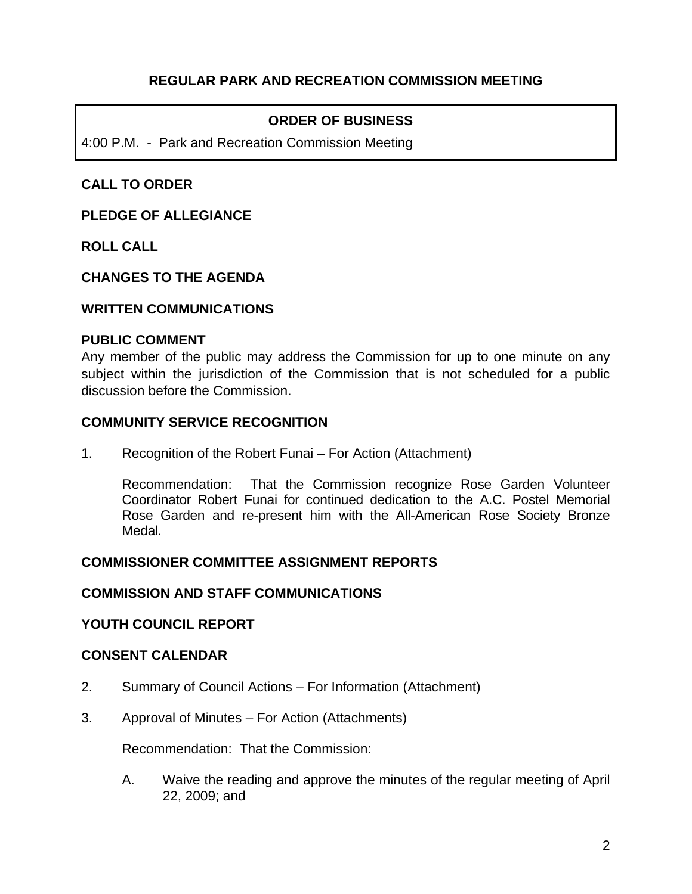## REGULAR PARK AND RECREATION COMMISSION MEETING

| ORDER OF BUSINESS |
| --- |
| 4:00 P.M. - Park and Recreation Commission Meeting |

**CALL TO ORDER**

**PLEDGE OF ALLEGIANCE**

**ROLL CALL**

**CHANGES TO THE AGENDA**

**WRITTEN COMMUNICATIONS**

**PUBLIC COMMENT**

Any member of the public may address the Commission for up to one minute on any subject within the jurisdiction of the Commission that is not scheduled for a public discussion before the Commission.

**COMMUNITY SERVICE RECOGNITION**

1. Recognition of the Robert Funai – For Action (Attachment)

   Recommendation: That the Commission recognize Rose Garden Volunteer Coordinator Robert Funai for continued dedication to the A.C. Postel Memorial Rose Garden and re-present him with the All-American Rose Society Bronze Medal.

**COMMISSIONER COMMITTEE ASSIGNMENT REPORTS**

**COMMISSION AND STAFF COMMUNICATIONS**

**YOUTH COUNCIL REPORT**

**CONSENT CALENDAR**

2. Summary of Council Actions – For Information (Attachment)

3. Approval of Minutes – For Action (Attachments)

   Recommendation: That the Commission:

   A. Waive the reading and approve the minutes of the regular meeting of April 22, 2009; and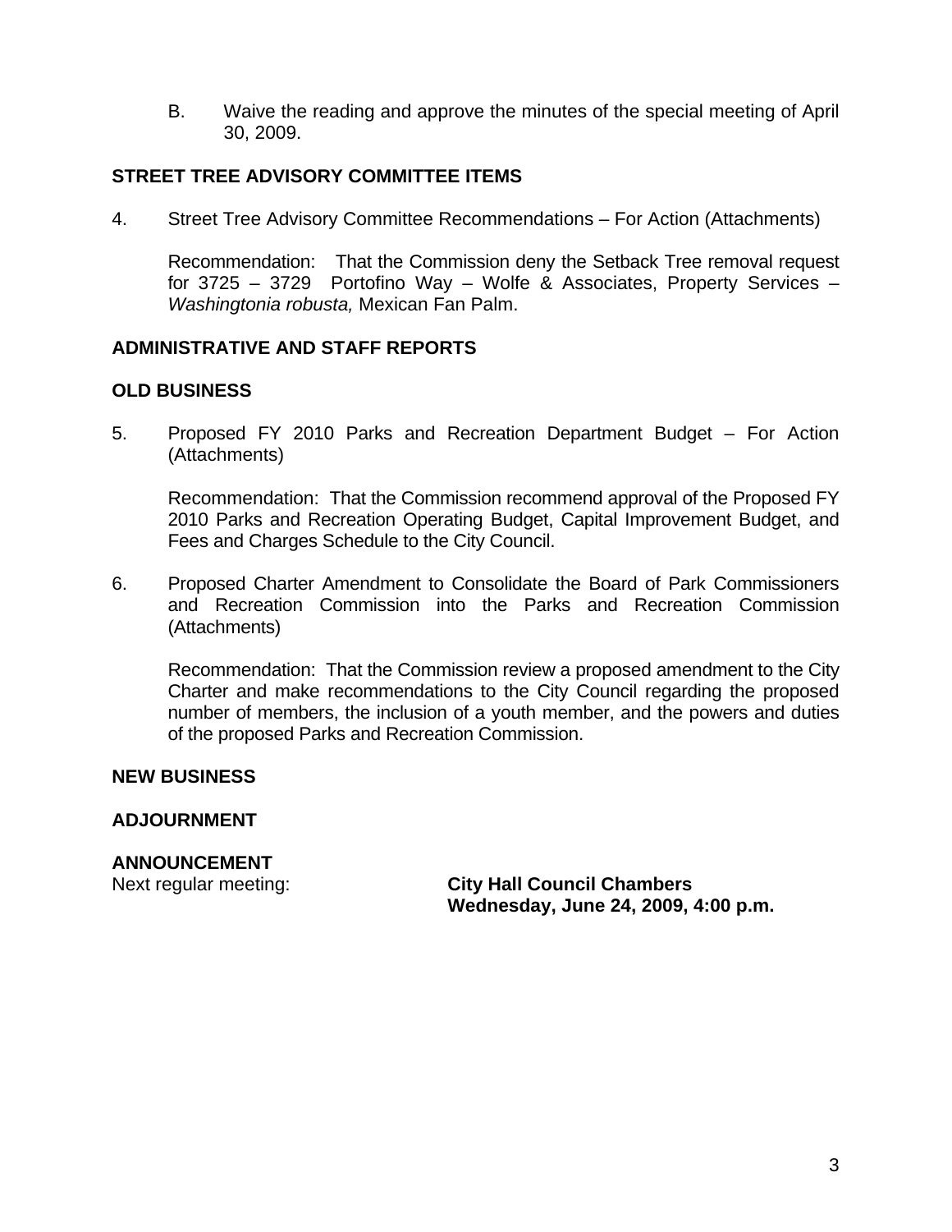B. Waive the reading and approve the minutes of the special meeting of April 30, 2009.

## STREET TREE ADVISORY COMMITTEE ITEMS

4. Street Tree Advisory Committee Recommendations – For Action (Attachments)

   Recommendation: That the Commission deny the Setback Tree removal request for 3725 – 3729 Portofino Way – Wolfe & Associates, Property Services – *Washingtonia robusta,* Mexican Fan Palm.

## ADMINISTRATIVE AND STAFF REPORTS

## OLD BUSINESS

5. Proposed FY 2010 Parks and Recreation Department Budget – For Action (Attachments)

   Recommendation: That the Commission recommend approval of the Proposed FY 2010 Parks and Recreation Operating Budget, Capital Improvement Budget, and Fees and Charges Schedule to the City Council.

6. Proposed Charter Amendment to Consolidate the Board of Park Commissioners and Recreation Commission into the Parks and Recreation Commission (Attachments)

   Recommendation: That the Commission review a proposed amendment to the City Charter and make recommendations to the City Council regarding the proposed number of members, the inclusion of a youth member, and the powers and duties of the proposed Parks and Recreation Commission.

## NEW BUSINESS

## ADJOURNMENT

## ANNOUNCEMENT

Next regular meeting: **City Hall Council Chambers**
**Wednesday, June 24, 2009, 4:00 p.m.**